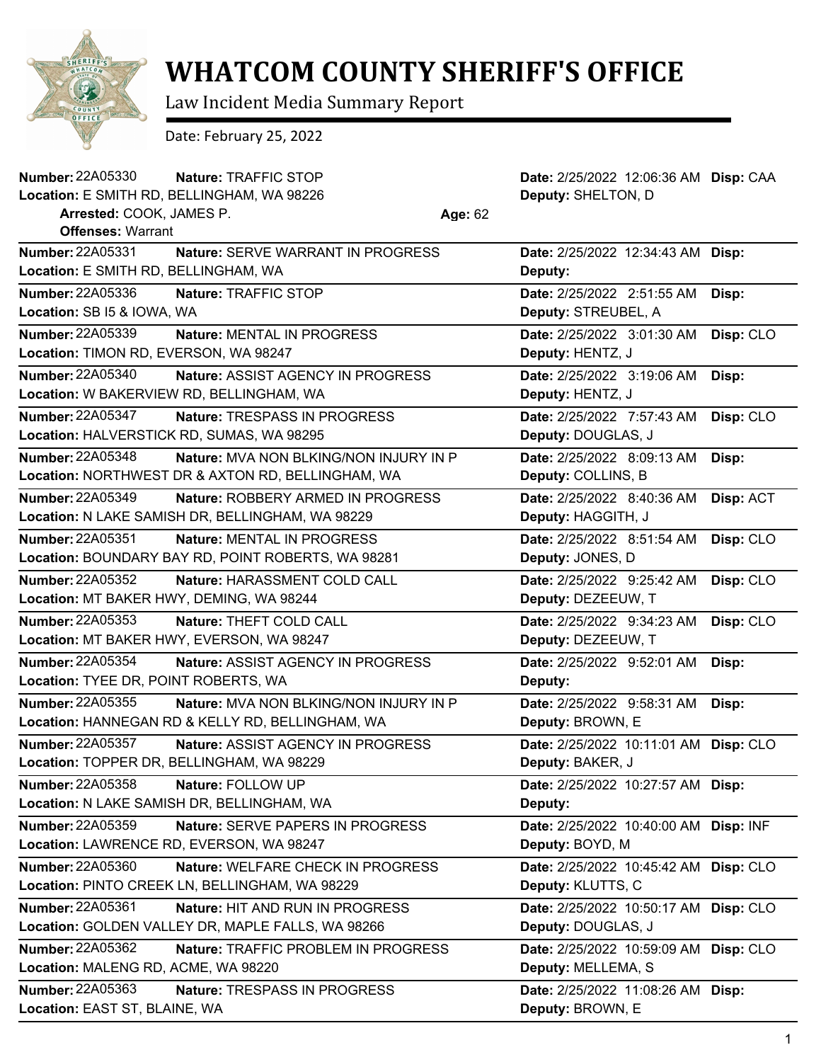# WHATCOM COUNTY SHERIFF'S OFFICE

Law Incident Media Summary Report

Date: February 25, 2022

**Number:** 22A05330 **Nature:** TRAFFIC STOP **Date:** 2/25/2022 12:06:36 AM **Disp:** CAA
**Location:** E SMITH RD, BELLINGHAM, WA 98226 **Deputy:** SHELTON, D
**Arrested:** COOK, JAMES P. **Age:** 62
**Offenses:** Warrant

---

**Number:** 22A05331 **Nature:** SERVE WARRANT IN PROGRESS **Date:** 2/25/2022 12:34:43 AM **Disp:**
**Location:** E SMITH RD, BELLINGHAM, WA **Deputy:**

---

**Number:** 22A05336 **Nature:** TRAFFIC STOP **Date:** 2/25/2022 2:51:55 AM **Disp:**
**Location:** SB I5 & IOWA, WA **Deputy:** STREUBEL, A

---

**Number:** 22A05339 **Nature:** MENTAL IN PROGRESS **Date:** 2/25/2022 3:01:30 AM **Disp:** CLO
**Location:** TIMON RD, EVERSON, WA 98247 **Deputy:** HENTZ, J

---

**Number:** 22A05340 **Nature:** ASSIST AGENCY IN PROGRESS **Date:** 2/25/2022 3:19:06 AM **Disp:**
**Location:** W BAKERVIEW RD, BELLINGHAM, WA **Deputy:** HENTZ, J

---

**Number:** 22A05347 **Nature:** TRESPASS IN PROGRESS **Date:** 2/25/2022 7:57:43 AM **Disp:** CLO
**Location:** HALVERSTICK RD, SUMAS, WA 98295 **Deputy:** DOUGLAS, J

---

**Number:** 22A05348 **Nature:** MVA NON BLKING/NON INJURY IN P **Date:** 2/25/2022 8:09:13 AM **Disp:**
**Location:** NORTHWEST DR & AXTON RD, BELLINGHAM, WA **Deputy:** COLLINS, B

---

**Number:** 22A05349 **Nature:** ROBBERY ARMED IN PROGRESS **Date:** 2/25/2022 8:40:36 AM **Disp:** ACT
**Location:** N LAKE SAMISH DR, BELLINGHAM, WA 98229 **Deputy:** HAGGITH, J

---

**Number:** 22A05351 **Nature:** MENTAL IN PROGRESS **Date:** 2/25/2022 8:51:54 AM **Disp:** CLO
**Location:** BOUNDARY BAY RD, POINT ROBERTS, WA 98281 **Deputy:** JONES, D

---

**Number:** 22A05352 **Nature:** HARASSMENT COLD CALL **Date:** 2/25/2022 9:25:42 AM **Disp:** CLO
**Location:** MT BAKER HWY, DEMING, WA 98244 **Deputy:** DEZEEUW, T

---

**Number:** 22A05353 **Nature:** THEFT COLD CALL **Date:** 2/25/2022 9:34:23 AM **Disp:** CLO
**Location:** MT BAKER HWY, EVERSON, WA 98247 **Deputy:** DEZEEUW, T

---

**Number:** 22A05354 **Nature:** ASSIST AGENCY IN PROGRESS **Date:** 2/25/2022 9:52:01 AM **Disp:**
**Location:** TYEE DR, POINT ROBERTS, WA **Deputy:**

---

**Number:** 22A05355 **Nature:** MVA NON BLKING/NON INJURY IN P **Date:** 2/25/2022 9:58:31 AM **Disp:**
**Location:** HANNEGAN RD & KELLY RD, BELLINGHAM, WA **Deputy:** BROWN, E

---

**Number:** 22A05357 **Nature:** ASSIST AGENCY IN PROGRESS **Date:** 2/25/2022 10:11:01 AM **Disp:** CLO
**Location:** TOPPER DR, BELLINGHAM, WA 98229 **Deputy:** BAKER, J

---

**Number:** 22A05358 **Nature:** FOLLOW UP **Date:** 2/25/2022 10:27:57 AM **Disp:**
**Location:** N LAKE SAMISH DR, BELLINGHAM, WA **Deputy:**

---

**Number:** 22A05359 **Nature:** SERVE PAPERS IN PROGRESS **Date:** 2/25/2022 10:40:00 AM **Disp:** INF
**Location:** LAWRENCE RD, EVERSON, WA 98247 **Deputy:** BOYD, M

---

**Number:** 22A05360 **Nature:** WELFARE CHECK IN PROGRESS **Date:** 2/25/2022 10:45:42 AM **Disp:** CLO
**Location:** PINTO CREEK LN, BELLINGHAM, WA 98229 **Deputy:** KLUTTS, C

---

**Number:** 22A05361 **Nature:** HIT AND RUN IN PROGRESS **Date:** 2/25/2022 10:50:17 AM **Disp:** CLO
**Location:** GOLDEN VALLEY DR, MAPLE FALLS, WA 98266 **Deputy:** DOUGLAS, J

---

**Number:** 22A05362 **Nature:** TRAFFIC PROBLEM IN PROGRESS **Date:** 2/25/2022 10:59:09 AM **Disp:** CLO
**Location:** MALENG RD, ACME, WA 98220 **Deputy:** MELLEMA, S

---

**Number:** 22A05363 **Nature:** TRESPASS IN PROGRESS **Date:** 2/25/2022 11:08:26 AM **Disp:**
**Location:** EAST ST, BLAINE, WA **Deputy:** BROWN, E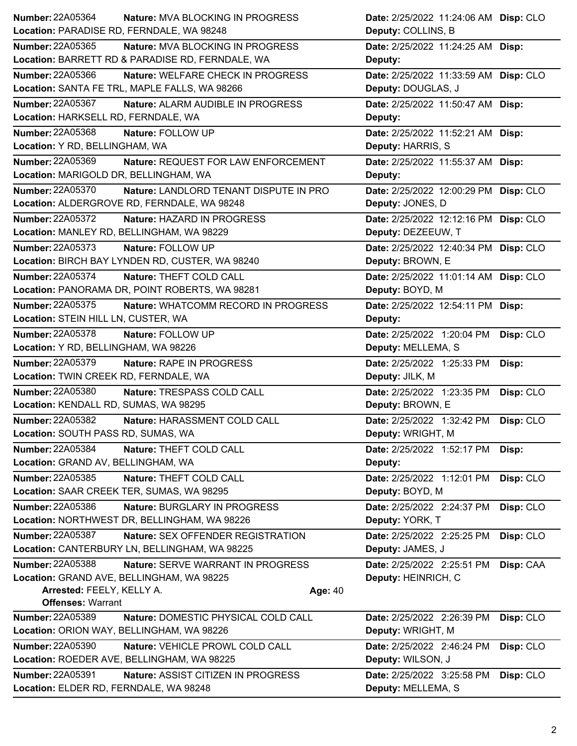**Number:** 22A05364 **Nature:** MVA BLOCKING IN PROGRESS **Date:** 2/25/2022 11:24:06 AM **Disp:** CLO
**Location:** PARADISE RD, FERNDALE, WA 98248 **Deputy:** COLLINS, B

---

**Number:** 22A05365 **Nature:** MVA BLOCKING IN PROGRESS **Date:** 2/25/2022 11:24:25 AM **Disp:**
**Location:** BARRETT RD & PARADISE RD, FERNDALE, WA **Deputy:**

---

**Number:** 22A05366 **Nature:** WELFARE CHECK IN PROGRESS **Date:** 2/25/2022 11:33:59 AM **Disp:** CLO
**Location:** SANTA FE TRL, MAPLE FALLS, WA 98266 **Deputy:** DOUGLAS, J

---

**Number:** 22A05367 **Nature:** ALARM AUDIBLE IN PROGRESS **Date:** 2/25/2022 11:50:47 AM **Disp:**
**Location:** HARKSELL RD, FERNDALE, WA **Deputy:**

---

**Number:** 22A05368 **Nature:** FOLLOW UP **Date:** 2/25/2022 11:52:21 AM **Disp:**
**Location:** Y RD, BELLINGHAM, WA **Deputy:** HARRIS, S

---

**Number:** 22A05369 **Nature:** REQUEST FOR LAW ENFORCEMENT **Date:** 2/25/2022 11:55:37 AM **Disp:**
**Location:** MARIGOLD DR, BELLINGHAM, WA **Deputy:**

---

**Number:** 22A05370 **Nature:** LANDLORD TENANT DISPUTE IN PRO **Date:** 2/25/2022 12:00:29 PM **Disp:** CLO
**Location:** ALDERGROVE RD, FERNDALE, WA 98248 **Deputy:** JONES, D

---

**Number:** 22A05372 **Nature:** HAZARD IN PROGRESS **Date:** 2/25/2022 12:12:16 PM **Disp:** CLO
**Location:** MANLEY RD, BELLINGHAM, WA 98229 **Deputy:** DEZEEUW, T

---

**Number:** 22A05373 **Nature:** FOLLOW UP **Date:** 2/25/2022 12:40:34 PM **Disp:** CLO
**Location:** BIRCH BAY LYNDEN RD, CUSTER, WA 98240 **Deputy:** BROWN, E

---

**Number:** 22A05374 **Nature:** THEFT COLD CALL **Date:** 2/25/2022 11:01:14 AM **Disp:** CLO
**Location:** PANORAMA DR, POINT ROBERTS, WA 98281 **Deputy:** BOYD, M

---

**Number:** 22A05375 **Nature:** WHATCOMM RECORD IN PROGRESS **Date:** 2/25/2022 12:54:11 PM **Disp:**
**Location:** STEIN HILL LN, CUSTER, WA **Deputy:**

---

**Number:** 22A05378 **Nature:** FOLLOW UP **Date:** 2/25/2022 1:20:04 PM **Disp:** CLO
**Location:** Y RD, BELLINGHAM, WA 98226 **Deputy:** MELLEMA, S

---

**Number:** 22A05379 **Nature:** RAPE IN PROGRESS **Date:** 2/25/2022 1:25:33 PM **Disp:**
**Location:** TWIN CREEK RD, FERNDALE, WA **Deputy:** JILK, M

---

**Number:** 22A05380 **Nature:** TRESPASS COLD CALL **Date:** 2/25/2022 1:23:35 PM **Disp:** CLO
**Location:** KENDALL RD, SUMAS, WA 98295 **Deputy:** BROWN, E

---

**Number:** 22A05382 **Nature:** HARASSMENT COLD CALL **Date:** 2/25/2022 1:32:42 PM **Disp:** CLO
**Location:** SOUTH PASS RD, SUMAS, WA **Deputy:** WRIGHT, M

---

**Number:** 22A05384 **Nature:** THEFT COLD CALL **Date:** 2/25/2022 1:52:17 PM **Disp:**
**Location:** GRAND AV, BELLINGHAM, WA **Deputy:**

---

**Number:** 22A05385 **Nature:** THEFT COLD CALL **Date:** 2/25/2022 1:12:01 PM **Disp:** CLO
**Location:** SAAR CREEK TER, SUMAS, WA 98295 **Deputy:** BOYD, M

---

**Number:** 22A05386 **Nature:** BURGLARY IN PROGRESS **Date:** 2/25/2022 2:24:37 PM **Disp:** CLO
**Location:** NORTHWEST DR, BELLINGHAM, WA 98226 **Deputy:** YORK, T

---

**Number:** 22A05387 **Nature:** SEX OFFENDER REGISTRATION **Date:** 2/25/2022 2:25:25 PM **Disp:** CLO
**Location:** CANTERBURY LN, BELLINGHAM, WA 98225 **Deputy:** JAMES, J

---

**Number:** 22A05388 **Nature:** SERVE WARRANT IN PROGRESS **Date:** 2/25/2022 2:25:51 PM **Disp:** CAA
**Location:** GRAND AVE, BELLINGHAM, WA 98225 **Deputy:** HEINRICH, C
**Arrested:** FEELY, KELLY A. **Age:** 40
**Offenses:** Warrant

---

**Number:** 22A05389 **Nature:** DOMESTIC PHYSICAL COLD CALL **Date:** 2/25/2022 2:26:39 PM **Disp:** CLO
**Location:** ORION WAY, BELLINGHAM, WA 98226 **Deputy:** WRIGHT, M

---

**Number:** 22A05390 **Nature:** VEHICLE PROWL COLD CALL **Date:** 2/25/2022 2:46:24 PM **Disp:** CLO
**Location:** ROEDER AVE, BELLINGHAM, WA 98225 **Deputy:** WILSON, J

---

**Number:** 22A05391 **Nature:** ASSIST CITIZEN IN PROGRESS **Date:** 2/25/2022 3:25:58 PM **Disp:** CLO
**Location:** ELDER RD, FERNDALE, WA 98248 **Deputy:** MELLEMA, S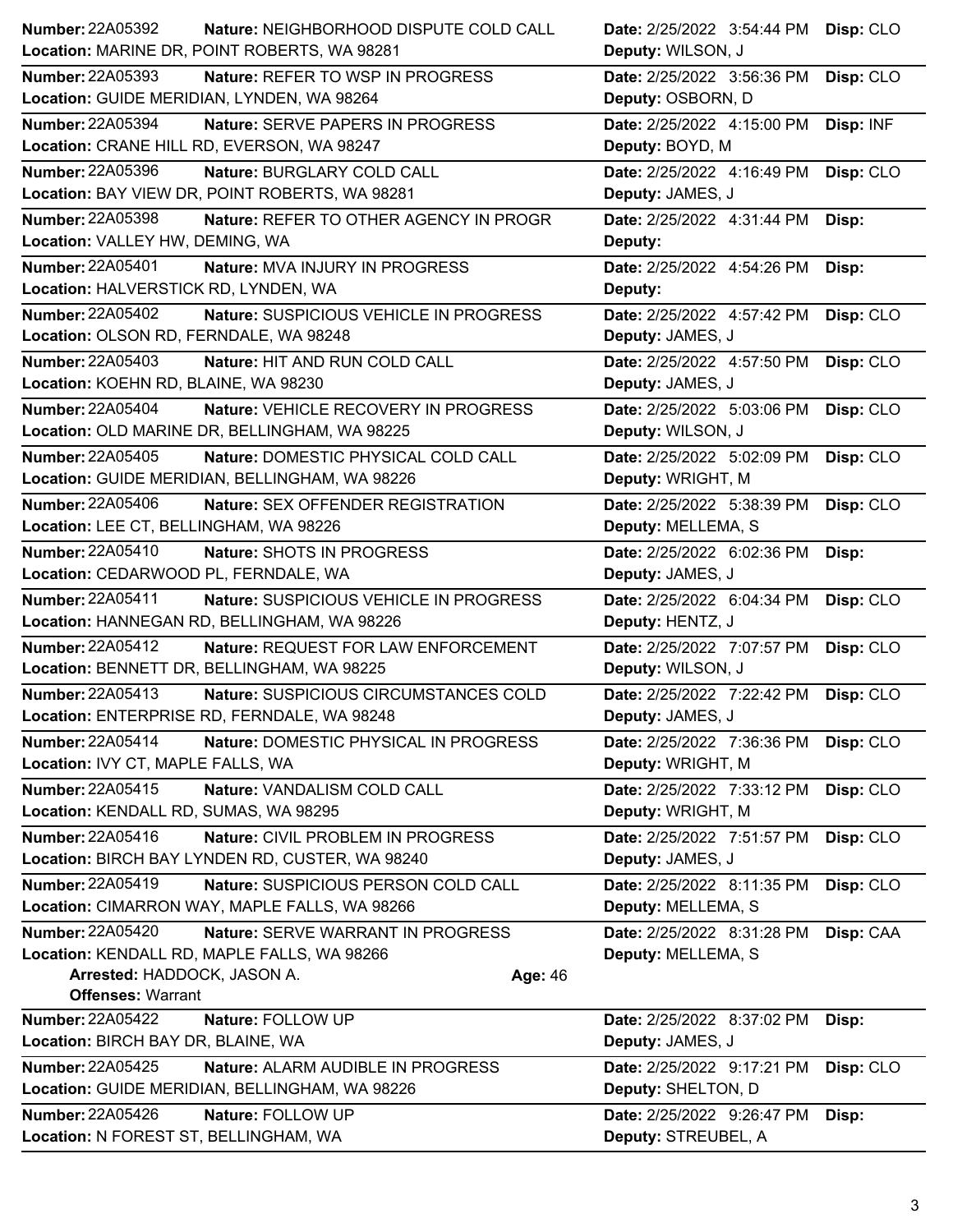| Number | Nature | Location | Date | Deputy | Disp |
| --- | --- | --- | --- | --- | --- |
| 22A05392 | NEIGHBORHOOD DISPUTE COLD CALL | MARINE DR, POINT ROBERTS, WA 98281 | 2/25/2022 3:54:44 PM | WILSON, J | CLO |
| 22A05393 | REFER TO WSP IN PROGRESS | GUIDE MERIDIAN, LYNDEN, WA 98264 | 2/25/2022 3:56:36 PM | OSBORN, D | CLO |
| 22A05394 | SERVE PAPERS IN PROGRESS | CRANE HILL RD, EVERSON, WA 98247 | 2/25/2022 4:15:00 PM | BOYD, M | INF |
| 22A05396 | BURGLARY COLD CALL | BAY VIEW DR, POINT ROBERTS, WA 98281 | 2/25/2022 4:16:49 PM | JAMES, J | CLO |
| 22A05398 | REFER TO OTHER AGENCY IN PROGR | VALLEY HW, DEMING, WA | 2/25/2022 4:31:44 PM | | |
| 22A05401 | MVA INJURY IN PROGRESS | HALVERSTICK RD, LYNDEN, WA | 2/25/2022 4:54:26 PM | | |
| 22A05402 | SUSPICIOUS VEHICLE IN PROGRESS | OLSON RD, FERNDALE, WA 98248 | 2/25/2022 4:57:42 PM | JAMES, J | CLO |
| 22A05403 | HIT AND RUN COLD CALL | KOEHN RD, BLAINE, WA 98230 | 2/25/2022 4:57:50 PM | JAMES, J | CLO |
| 22A05404 | VEHICLE RECOVERY IN PROGRESS | OLD MARINE DR, BELLINGHAM, WA 98225 | 2/25/2022 5:03:06 PM | WILSON, J | CLO |
| 22A05405 | DOMESTIC PHYSICAL COLD CALL | GUIDE MERIDIAN, BELLINGHAM, WA 98226 | 2/25/2022 5:02:09 PM | WRIGHT, M | CLO |
| 22A05406 | SEX OFFENDER REGISTRATION | LEE CT, BELLINGHAM, WA 98226 | 2/25/2022 5:38:39 PM | MELLEMA, S | CLO |
| 22A05410 | SHOTS IN PROGRESS | CEDARWOOD PL, FERNDALE, WA | 2/25/2022 6:02:36 PM | JAMES, J | |
| 22A05411 | SUSPICIOUS VEHICLE IN PROGRESS | HANNEGAN RD, BELLINGHAM, WA 98226 | 2/25/2022 6:04:34 PM | HENTZ, J | CLO |
| 22A05412 | REQUEST FOR LAW ENFORCEMENT | BENNETT DR, BELLINGHAM, WA 98225 | 2/25/2022 7:07:57 PM | WILSON, J | CLO |
| 22A05413 | SUSPICIOUS CIRCUMSTANCES COLD | ENTERPRISE RD, FERNDALE, WA 98248 | 2/25/2022 7:22:42 PM | JAMES, J | CLO |
| 22A05414 | DOMESTIC PHYSICAL IN PROGRESS | IVY CT, MAPLE FALLS, WA | 2/25/2022 7:36:36 PM | WRIGHT, M | CLO |
| 22A05415 | VANDALISM COLD CALL | KENDALL RD, SUMAS, WA 98295 | 2/25/2022 7:33:12 PM | WRIGHT, M | CLO |
| 22A05416 | CIVIL PROBLEM IN PROGRESS | BIRCH BAY LYNDEN RD, CUSTER, WA 98240 | 2/25/2022 7:51:57 PM | JAMES, J | CLO |
| 22A05419 | SUSPICIOUS PERSON COLD CALL | CIMARRON WAY, MAPLE FALLS, WA 98266 | 2/25/2022 8:11:35 PM | MELLEMA, S | CLO |
| 22A05420 | SERVE WARRANT IN PROGRESS | KENDALL RD, MAPLE FALLS, WA 98266 | 2/25/2022 8:31:28 PM | MELLEMA, S | CAA |
| | Arrested: HADDOCK, JASON A. — Age: 46 — Offenses: Warrant | | | | |
| 22A05422 | FOLLOW UP | BIRCH BAY DR, BLAINE, WA | 2/25/2022 8:37:02 PM | JAMES, J | |
| 22A05425 | ALARM AUDIBLE IN PROGRESS | GUIDE MERIDIAN, BELLINGHAM, WA 98226 | 2/25/2022 9:17:21 PM | SHELTON, D | CLO |
| 22A05426 | FOLLOW UP | N FOREST ST, BELLINGHAM, WA | 2/25/2022 9:26:47 PM | STREUBEL, A | |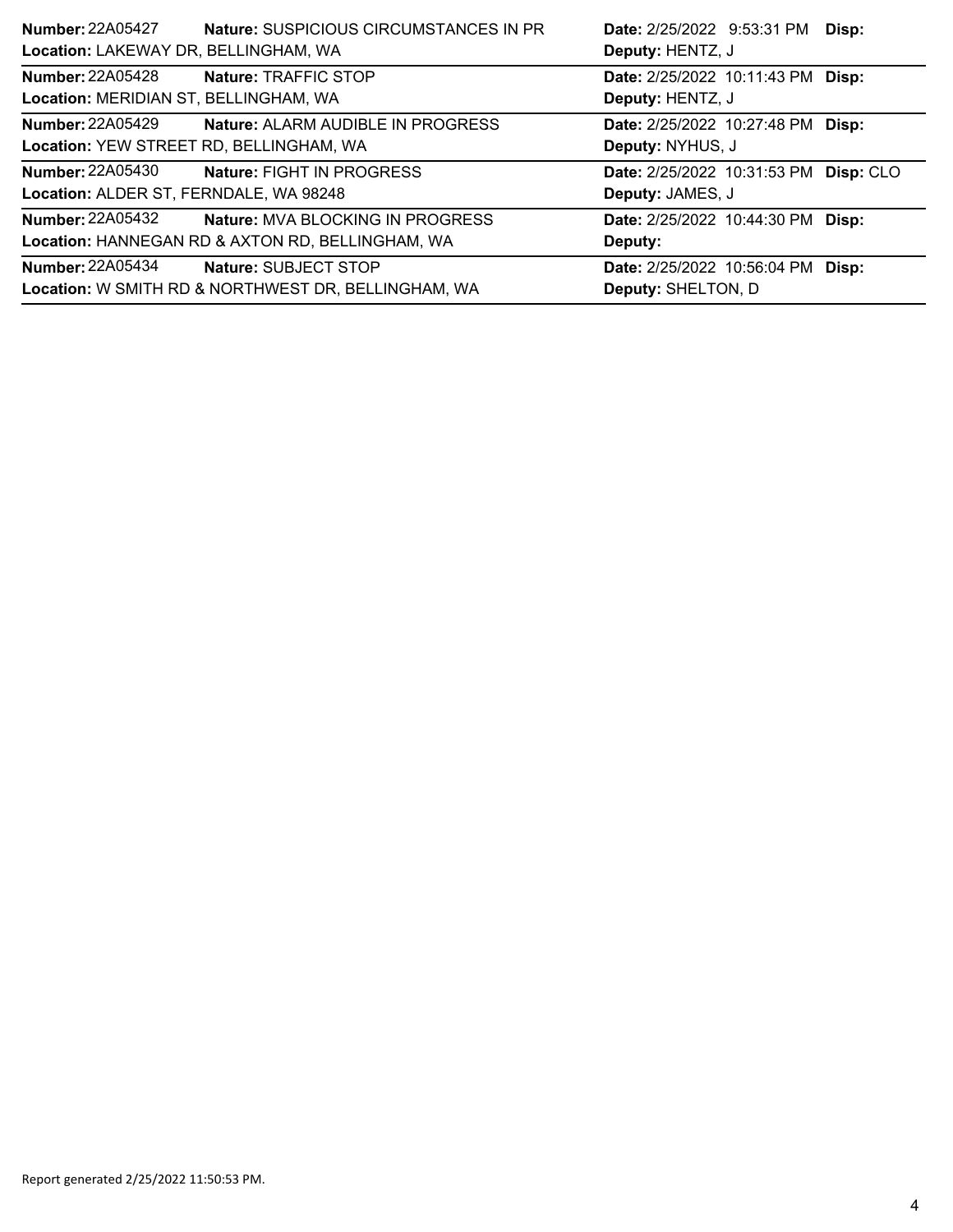**Number:** 22A05427 **Nature:** SUSPICIOUS CIRCUMSTANCES IN PR **Date:** 2/25/2022 9:53:31 PM **Disp:**
**Location:** LAKEWAY DR, BELLINGHAM, WA **Deputy:** HENTZ, J

**Number:** 22A05428 **Nature:** TRAFFIC STOP **Date:** 2/25/2022 10:11:43 PM **Disp:**
**Location:** MERIDIAN ST, BELLINGHAM, WA **Deputy:** HENTZ, J

**Number:** 22A05429 **Nature:** ALARM AUDIBLE IN PROGRESS **Date:** 2/25/2022 10:27:48 PM **Disp:**
**Location:** YEW STREET RD, BELLINGHAM, WA **Deputy:** NYHUS, J

**Number:** 22A05430 **Nature:** FIGHT IN PROGRESS **Date:** 2/25/2022 10:31:53 PM **Disp:** CLO
**Location:** ALDER ST, FERNDALE, WA 98248 **Deputy:** JAMES, J

**Number:** 22A05432 **Nature:** MVA BLOCKING IN PROGRESS **Date:** 2/25/2022 10:44:30 PM **Disp:**
**Location:** HANNEGAN RD & AXTON RD, BELLINGHAM, WA **Deputy:**

**Number:** 22A05434 **Nature:** SUBJECT STOP **Date:** 2/25/2022 10:56:04 PM **Disp:**
**Location:** W SMITH RD & NORTHWEST DR, BELLINGHAM, WA **Deputy:** SHELTON, D

Report generated 2/25/2022 11:50:53 PM.